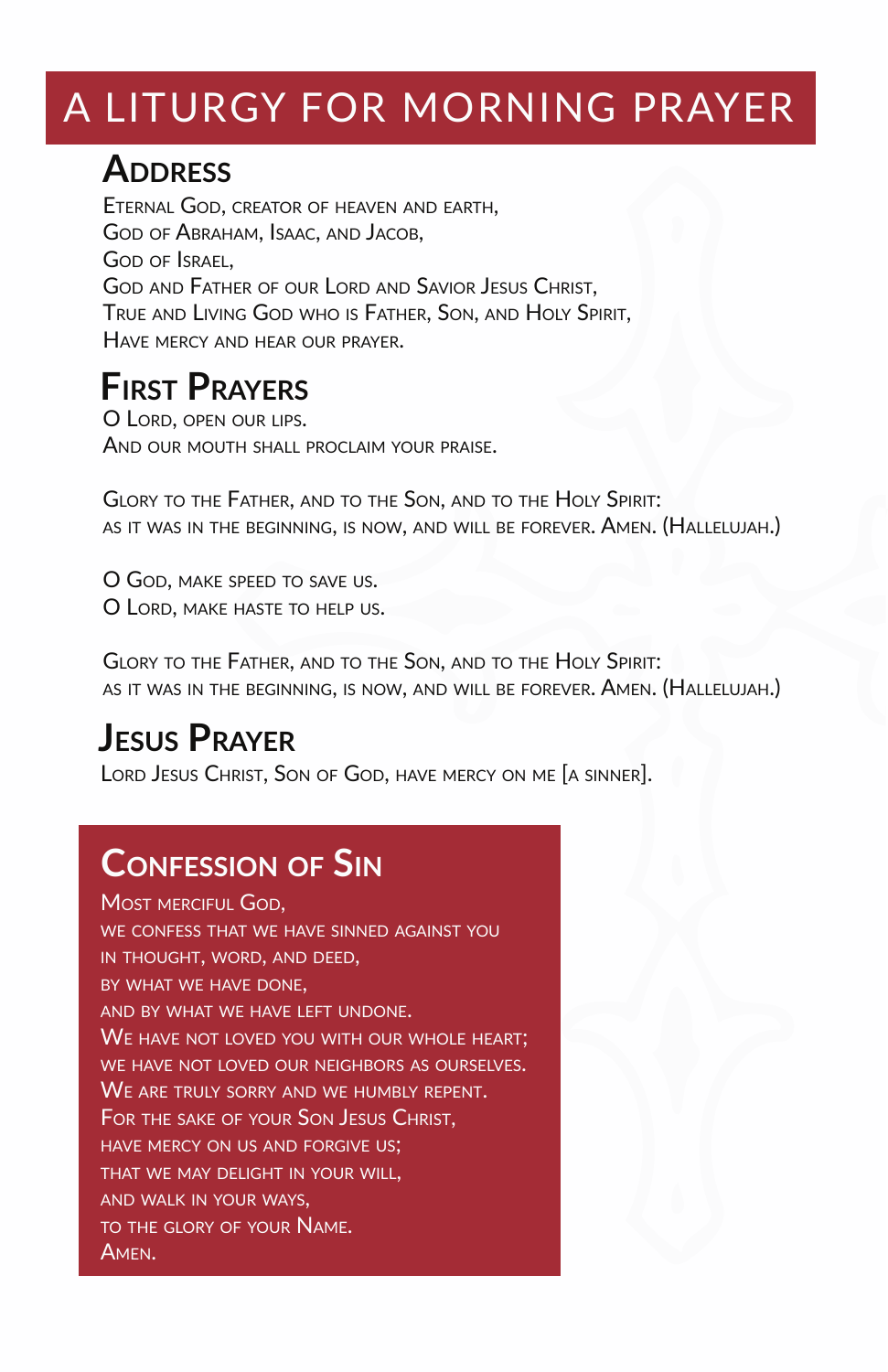# A LITURGY FOR MORNING PRAYER

## Address

Eternal God, creator of heaven and earth,
God of Abraham, Isaac, and Jacob,
God of Israel,
God and Father of our Lord and Savior Jesus Christ,
True and Living God who is Father, Son, and Holy Spirit,
Have mercy and hear our prayer.

## First Prayers

O Lord, open our lips.
And our mouth shall proclaim your praise.

Glory to the Father, and to the Son, and to the Holy Spirit:
as it was in the beginning, is now, and will be forever. Amen. (Hallelujah.)

O God, make speed to save us.
O Lord, make haste to help us.

Glory to the Father, and to the Son, and to the Holy Spirit:
as it was in the beginning, is now, and will be forever. Amen. (Hallelujah.)

## Jesus Prayer

Lord Jesus Christ, Son of God, have mercy on me [a sinner].

## Confession of Sin

Most merciful God,
we confess that we have sinned against you
in thought, word, and deed,
by what we have done,
and by what we have left undone.
We have not loved you with our whole heart;
we have not loved our neighbors as ourselves.
We are truly sorry and we humbly repent.
For the sake of your Son Jesus Christ,
have mercy on us and forgive us;
that we may delight in your will,
and walk in your ways,
to the glory of your Name.
Amen.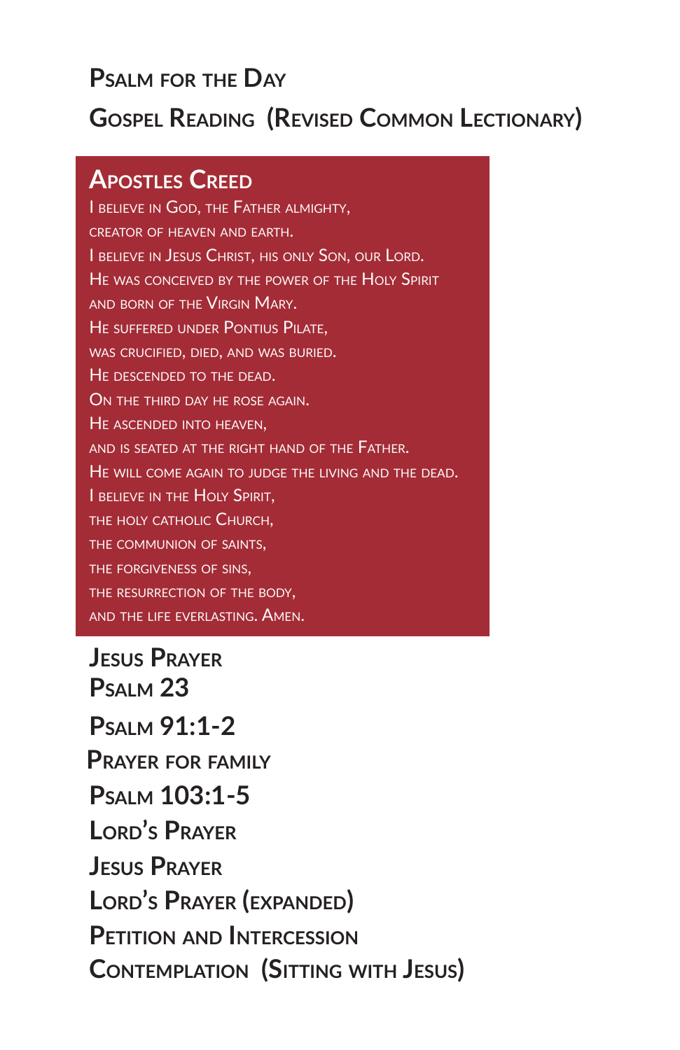## Psalm for the Day

## Gospel Reading (Revised Common Lectionary)

## Apostles Creed

I believe in God, the Father almighty,
creator of heaven and earth.
I believe in Jesus Christ, his only Son, our Lord.
He was conceived by the power of the Holy Spirit
and born of the Virgin Mary.
He suffered under Pontius Pilate,
was crucified, died, and was buried.
He descended to the dead.
On the third day he rose again.
He ascended into heaven,
and is seated at the right hand of the Father.
He will come again to judge the living and the dead.
I believe in the Holy Spirit,
the holy catholic Church,
the communion of saints,
the forgiveness of sins,
the resurrection of the body,
and the life everlasting. Amen.

## Jesus Prayer

## Psalm 23

## Psalm 91:1-2

## Prayer for Family

## Psalm 103:1-5

## Lord's Prayer

## Jesus Prayer

## Lord's Prayer (expanded)

## Petition and Intercession

## Contemplation (Sitting with Jesus)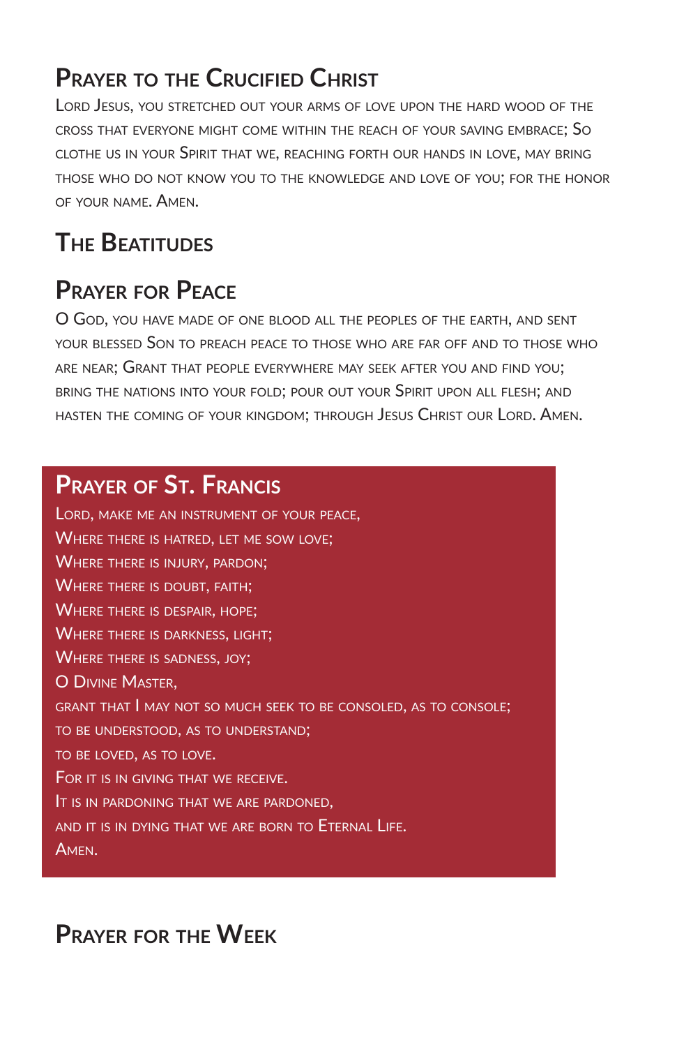## Prayer to the Crucified Christ

Lord Jesus, you stretched out your arms of love upon the hard wood of the cross that everyone might come within the reach of your saving embrace; So clothe us in your Spirit that we, reaching forth our hands in love, may bring those who do not know you to the knowledge and love of you; for the honor of your name. Amen.

## The Beatitudes

## Prayer for Peace

O God, you have made of one blood all the peoples of the earth, and sent your blessed Son to preach peace to those who are far off and to those who are near; Grant that people everywhere may seek after you and find you; bring the nations into your fold; pour out your Spirit upon all flesh; and hasten the coming of your kingdom; through Jesus Christ our Lord. Amen.

## Prayer of St. Francis

Lord, make me an instrument of your peace,
Where there is hatred, let me sow love;
Where there is injury, pardon;
Where there is doubt, faith;
Where there is despair, hope;
Where there is darkness, light;
Where there is sadness, joy;
O Divine Master,
grant that I may not so much seek to be consoled, as to console;
to be understood, as to understand;
to be loved, as to love.
For it is in giving that we receive.
It is in pardoning that we are pardoned,
and it is in dying that we are born to Eternal Life.
Amen.

## Prayer for the Week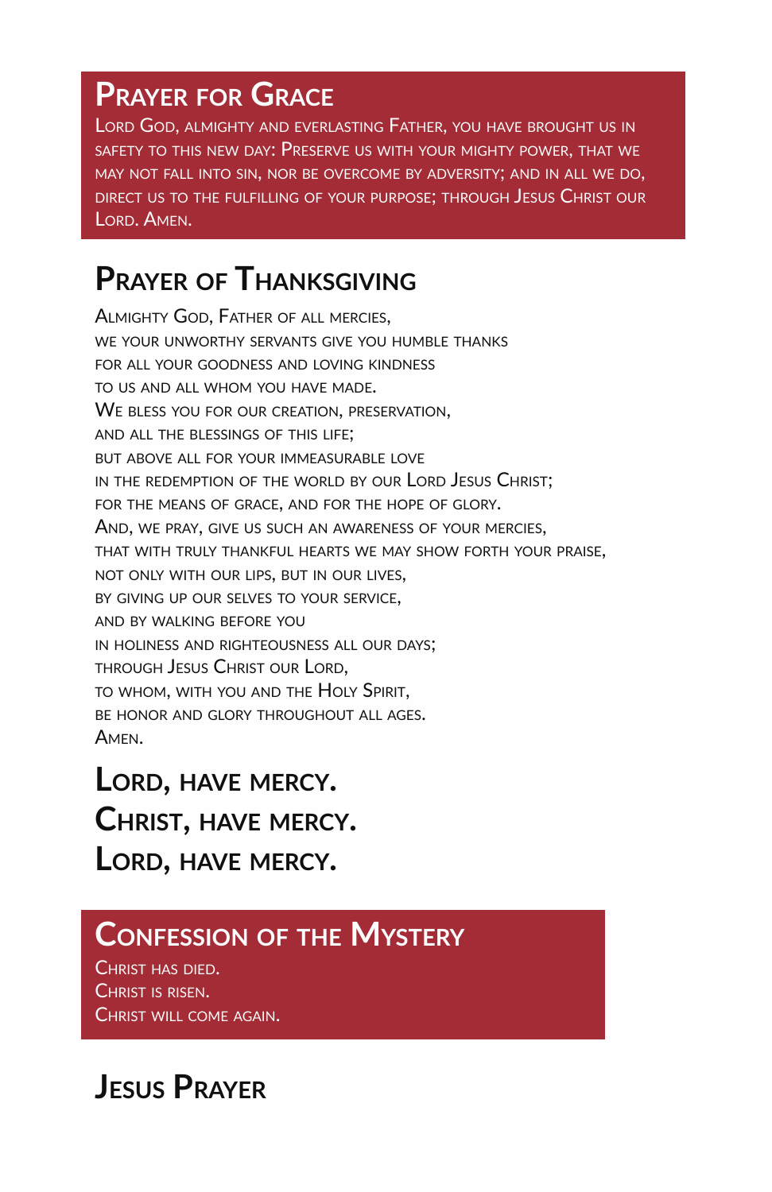## Prayer for Grace

Lord God, almighty and everlasting Father, you have brought us in safety to this new day: Preserve us with your mighty power, that we may not fall into sin, nor be overcome by adversity; and in all we do, direct us to the fulfilling of your purpose; through Jesus Christ our Lord. Amen.

## Prayer of Thanksgiving

Almighty God, Father of all mercies,
we your unworthy servants give you humble thanks
for all your goodness and loving kindness
to us and all whom you have made.
We bless you for our creation, preservation,
and all the blessings of this life;
but above all for your immeasurable love
in the redemption of the world by our Lord Jesus Christ;
for the means of grace, and for the hope of glory.
And, we pray, give us such an awareness of your mercies,
that with truly thankful hearts we may show forth your praise,
not only with our lips, but in our lives,
by giving up our selves to your service,
and by walking before you
in holiness and righteousness all our days;
through Jesus Christ our Lord,
to whom, with you and the Holy Spirit,
be honor and glory throughout all ages.
Amen.

**Lord, have mercy.**
**Christ, have mercy.**
**Lord, have mercy.**

## Confession of the Mystery

Christ has died.
Christ is risen.
Christ will come again.

## Jesus Prayer